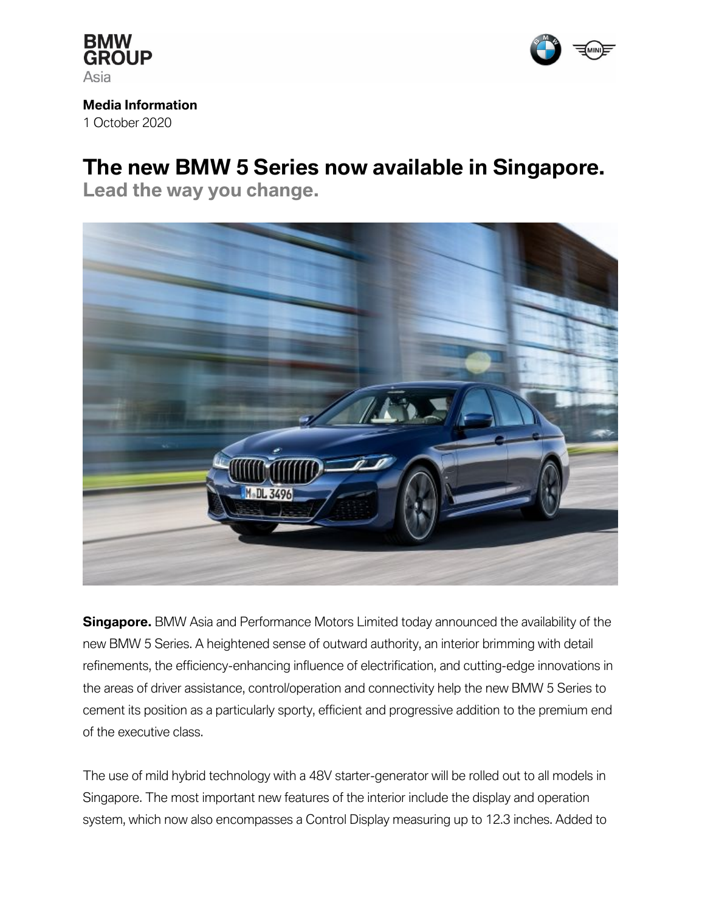BMW GROUP
Asia

**Media Information**
1 October 2020

# The new BMW 5 Series now available in Singapore.

## Lead the way you change.

**Singapore.** BMW Asia and Performance Motors Limited today announced the availability of the new BMW 5 Series. A heightened sense of outward authority, an interior brimming with detail refinements, the efficiency-enhancing influence of electrification, and cutting-edge innovations in the areas of driver assistance, control/operation and connectivity help the new BMW 5 Series to cement its position as a particularly sporty, efficient and progressive addition to the premium end of the executive class.

The use of mild hybrid technology with a 48V starter-generator will be rolled out to all models in Singapore. The most important new features of the interior include the display and operation system, which now also encompasses a Control Display measuring up to 12.3 inches. Added to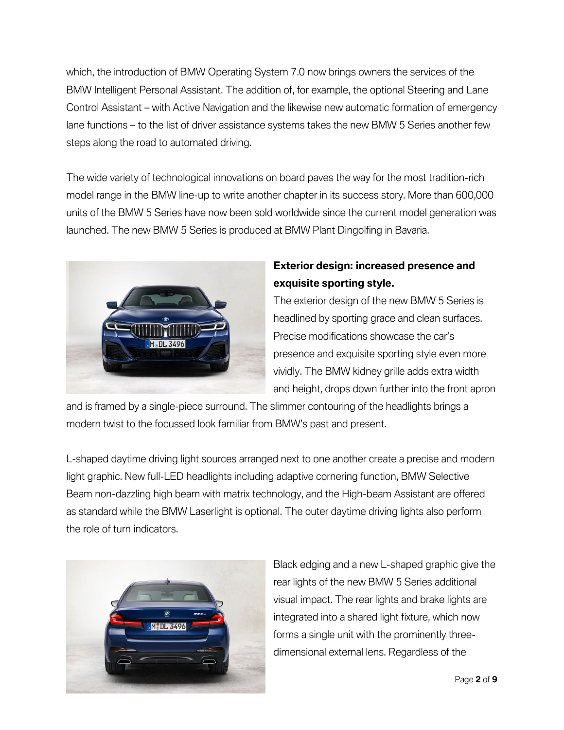which, the introduction of BMW Operating System 7.0 now brings owners the services of the BMW Intelligent Personal Assistant. The addition of, for example, the optional Steering and Lane Control Assistant – with Active Navigation and the likewise new automatic formation of emergency lane functions – to the list of driver assistance systems takes the new BMW 5 Series another few steps along the road to automated driving.

The wide variety of technological innovations on board paves the way for the most tradition-rich model range in the BMW line-up to write another chapter in its success story. More than 600,000 units of the BMW 5 Series have now been sold worldwide since the current model generation was launched. The new BMW 5 Series is produced at BMW Plant Dingolfing in Bavaria.

**Exterior design: increased presence and exquisite sporting style.**

The exterior design of the new BMW 5 Series is headlined by sporting grace and clean surfaces. Precise modifications showcase the car's presence and exquisite sporting style even more vividly. The BMW kidney grille adds extra width and height, drops down further into the front apron and is framed by a single-piece surround. The slimmer contouring of the headlights brings a modern twist to the focussed look familiar from BMW's past and present.

L-shaped daytime driving light sources arranged next to one another create a precise and modern light graphic. New full-LED headlights including adaptive cornering function, BMW Selective Beam non-dazzling high beam with matrix technology, and the High-beam Assistant are offered as standard while the BMW Laserlight is optional. The outer daytime driving lights also perform the role of turn indicators.

Black edging and a new L-shaped graphic give the rear lights of the new BMW 5 Series additional visual impact. The rear lights and brake lights are integrated into a shared light fixture, which now forms a single unit with the prominently three-dimensional external lens. Regardless of the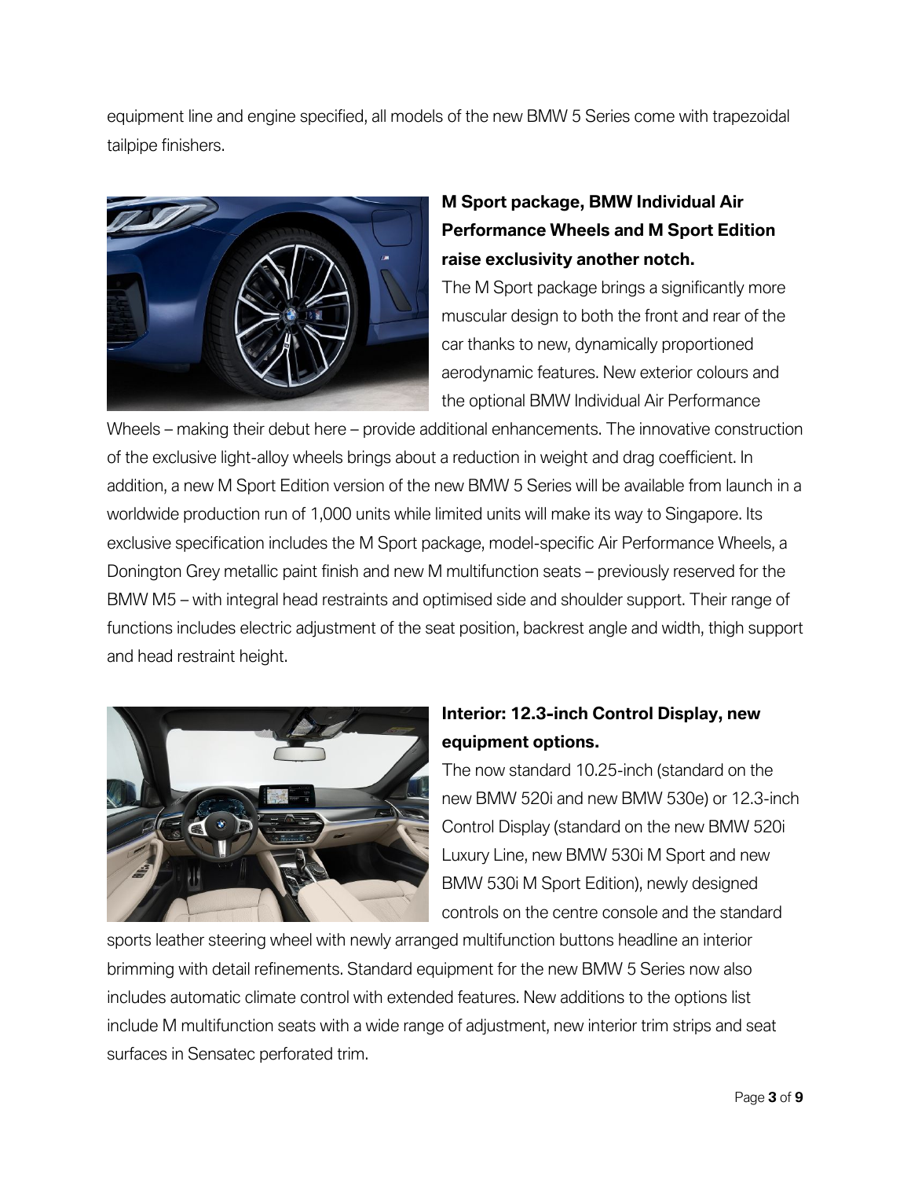equipment line and engine specified, all models of the new BMW 5 Series come with trapezoidal tailpipe finishers.

**M Sport package, BMW Individual Air Performance Wheels and M Sport Edition raise exclusivity another notch.**

The M Sport package brings a significantly more muscular design to both the front and rear of the car thanks to new, dynamically proportioned aerodynamic features. New exterior colours and the optional BMW Individual Air Performance Wheels – making their debut here – provide additional enhancements. The innovative construction of the exclusive light-alloy wheels brings about a reduction in weight and drag coefficient. In addition, a new M Sport Edition version of the new BMW 5 Series will be available from launch in a worldwide production run of 1,000 units while limited units will make its way to Singapore. Its exclusive specification includes the M Sport package, model-specific Air Performance Wheels, a Donington Grey metallic paint finish and new M multifunction seats – previously reserved for the BMW M5 – with integral head restraints and optimised side and shoulder support. Their range of functions includes electric adjustment of the seat position, backrest angle and width, thigh support and head restraint height.

**Interior: 12.3-inch Control Display, new equipment options.**

The now standard 10.25-inch (standard on the new BMW 520i and new BMW 530e) or 12.3-inch Control Display (standard on the new BMW 520i Luxury Line, new BMW 530i M Sport and new BMW 530i M Sport Edition), newly designed controls on the centre console and the standard sports leather steering wheel with newly arranged multifunction buttons headline an interior brimming with detail refinements. Standard equipment for the new BMW 5 Series now also includes automatic climate control with extended features. New additions to the options list include M multifunction seats with a wide range of adjustment, new interior trim strips and seat surfaces in Sensatec perforated trim.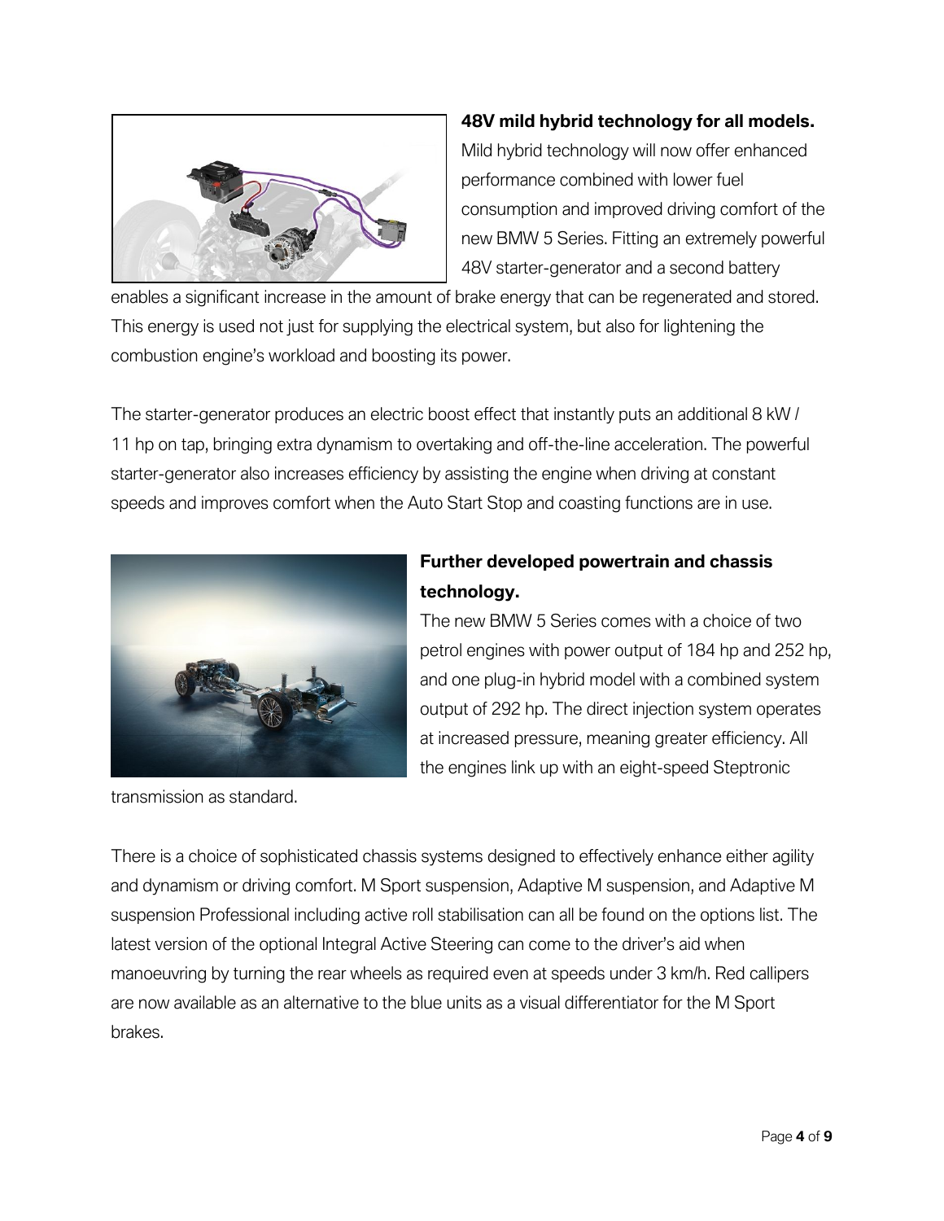**48V mild hybrid technology for all models.**

Mild hybrid technology will now offer enhanced performance combined with lower fuel consumption and improved driving comfort of the new BMW 5 Series. Fitting an extremely powerful 48V starter-generator and a second battery enables a significant increase in the amount of brake energy that can be regenerated and stored. This energy is used not just for supplying the electrical system, but also for lightening the combustion engine's workload and boosting its power.

The starter-generator produces an electric boost effect that instantly puts an additional 8 kW / 11 hp on tap, bringing extra dynamism to overtaking and off-the-line acceleration. The powerful starter-generator also increases efficiency by assisting the engine when driving at constant speeds and improves comfort when the Auto Start Stop and coasting functions are in use.

**Further developed powertrain and chassis technology.**

The new BMW 5 Series comes with a choice of two petrol engines with power output of 184 hp and 252 hp, and one plug-in hybrid model with a combined system output of 292 hp. The direct injection system operates at increased pressure, meaning greater efficiency. All the engines link up with an eight-speed Steptronic transmission as standard.

There is a choice of sophisticated chassis systems designed to effectively enhance either agility and dynamism or driving comfort. M Sport suspension, Adaptive M suspension, and Adaptive M suspension Professional including active roll stabilisation can all be found on the options list. The latest version of the optional Integral Active Steering can come to the driver's aid when manoeuvring by turning the rear wheels as required even at speeds under 3 km/h. Red callipers are now available as an alternative to the blue units as a visual differentiator for the M Sport brakes.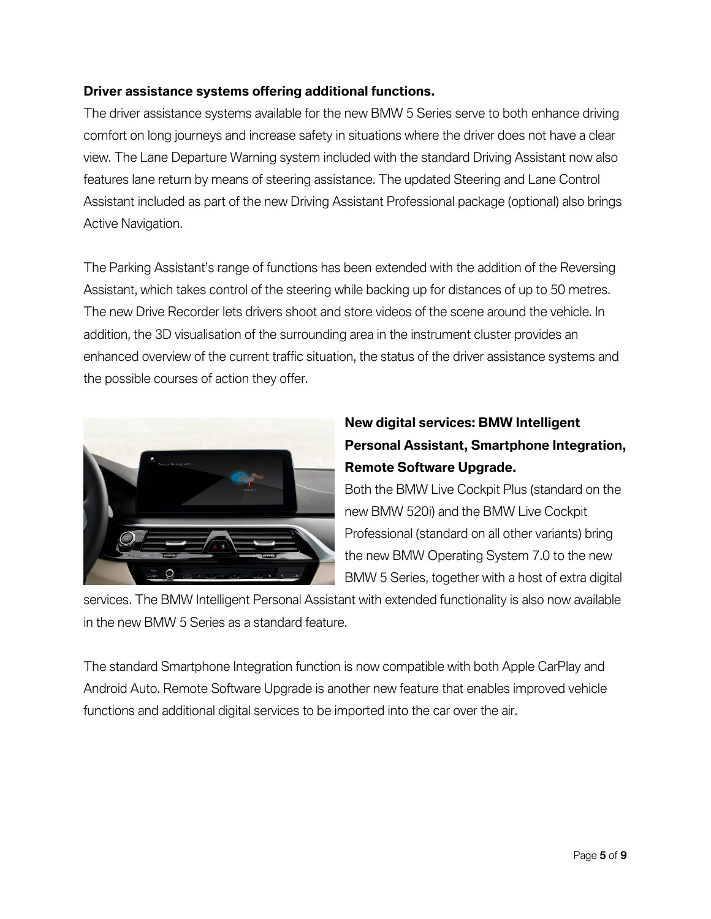**Driver assistance systems offering additional functions.**

The driver assistance systems available for the new BMW 5 Series serve to both enhance driving comfort on long journeys and increase safety in situations where the driver does not have a clear view. The Lane Departure Warning system included with the standard Driving Assistant now also features lane return by means of steering assistance. The updated Steering and Lane Control Assistant included as part of the new Driving Assistant Professional package (optional) also brings Active Navigation.

The Parking Assistant's range of functions has been extended with the addition of the Reversing Assistant, which takes control of the steering while backing up for distances of up to 50 metres. The new Drive Recorder lets drivers shoot and store videos of the scene around the vehicle. In addition, the 3D visualisation of the surrounding area in the instrument cluster provides an enhanced overview of the current traffic situation, the status of the driver assistance systems and the possible courses of action they offer.

**New digital services: BMW Intelligent Personal Assistant, Smartphone Integration, Remote Software Upgrade.**

Both the BMW Live Cockpit Plus (standard on the new BMW 520i) and the BMW Live Cockpit Professional (standard on all other variants) bring the new BMW Operating System 7.0 to the new BMW 5 Series, together with a host of extra digital services. The BMW Intelligent Personal Assistant with extended functionality is also now available in the new BMW 5 Series as a standard feature.

The standard Smartphone Integration function is now compatible with both Apple CarPlay and Android Auto. Remote Software Upgrade is another new feature that enables improved vehicle functions and additional digital services to be imported into the car over the air.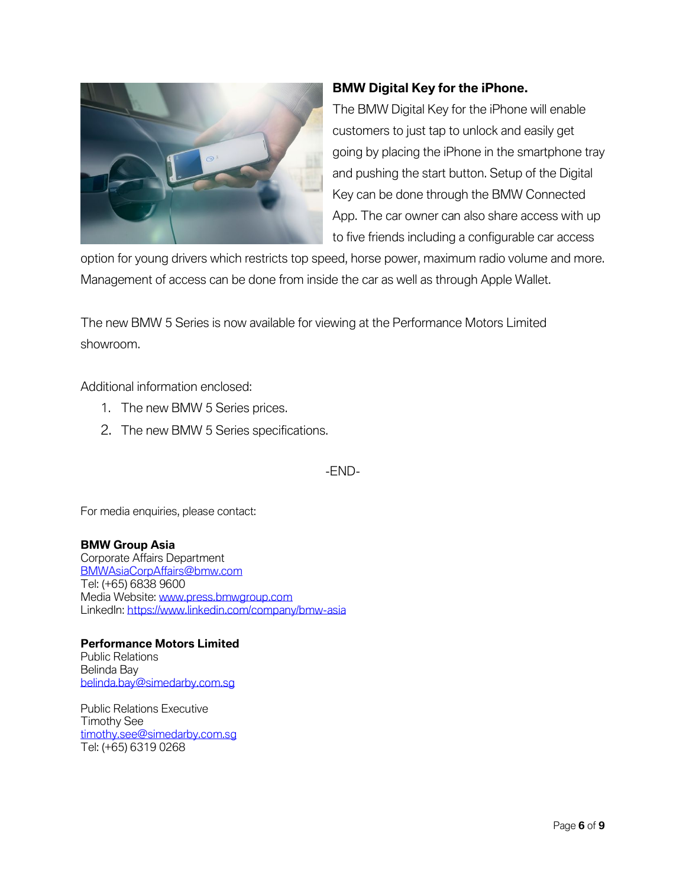**BMW Digital Key for the iPhone.**

The BMW Digital Key for the iPhone will enable customers to just tap to unlock and easily get going by placing the iPhone in the smartphone tray and pushing the start button. Setup of the Digital Key can be done through the BMW Connected App. The car owner can also share access with up to five friends including a configurable car access option for young drivers which restricts top speed, horse power, maximum radio volume and more. Management of access can be done from inside the car as well as through Apple Wallet.

The new BMW 5 Series is now available for viewing at the Performance Motors Limited showroom.

Additional information enclosed:

1. The new BMW 5 Series prices.
2. The new BMW 5 Series specifications.

-END-

For media enquiries, please contact:

**BMW Group Asia**
Corporate Affairs Department
BMWAsiaCorpAffairs@bmw.com
Tel: (+65) 6838 9600
Media Website: www.press.bmwgroup.com
LinkedIn: https://www.linkedin.com/company/bmw-asia

**Performance Motors Limited**
Public Relations
Belinda Bay
belinda.bay@simedarby.com.sg

Public Relations Executive
Timothy See
timothy.see@simedarby.com.sg
Tel: (+65) 6319 0268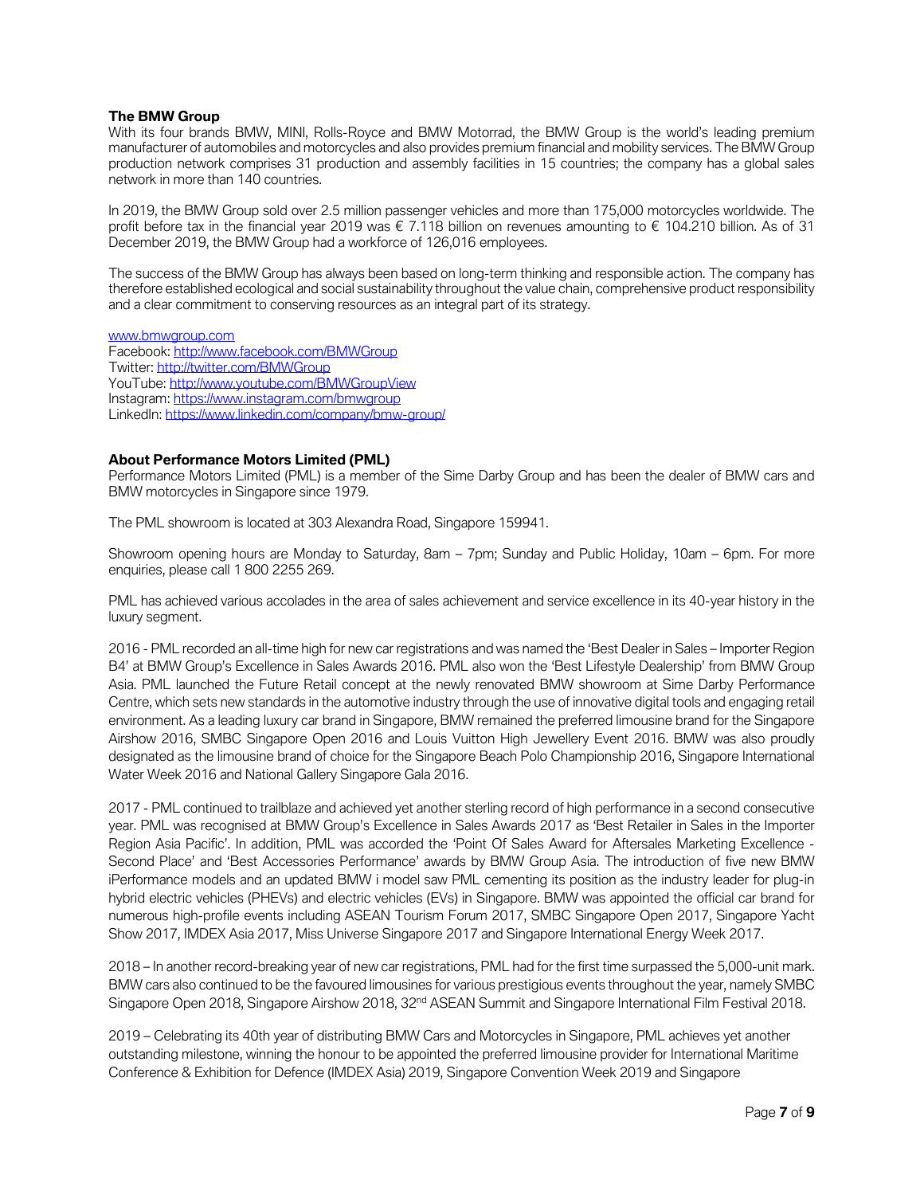**The BMW Group**

With its four brands BMW, MINI, Rolls-Royce and BMW Motorrad, the BMW Group is the world's leading premium manufacturer of automobiles and motorcycles and also provides premium financial and mobility services. The BMW Group production network comprises 31 production and assembly facilities in 15 countries; the company has a global sales network in more than 140 countries.

In 2019, the BMW Group sold over 2.5 million passenger vehicles and more than 175,000 motorcycles worldwide. The profit before tax in the financial year 2019 was € 7.118 billion on revenues amounting to € 104.210 billion. As of 31 December 2019, the BMW Group had a workforce of 126,016 employees.

The success of the BMW Group has always been based on long-term thinking and responsible action. The company has therefore established ecological and social sustainability throughout the value chain, comprehensive product responsibility and a clear commitment to conserving resources as an integral part of its strategy.

www.bmwgroup.com
Facebook: http://www.facebook.com/BMWGroup
Twitter: http://twitter.com/BMWGroup
YouTube: http://www.youtube.com/BMWGroupView
Instagram: https://www.instagram.com/bmwgroup
LinkedIn: https://www.linkedin.com/company/bmw-group/

**About Performance Motors Limited (PML)**

Performance Motors Limited (PML) is a member of the Sime Darby Group and has been the dealer of BMW cars and BMW motorcycles in Singapore since 1979.

The PML showroom is located at 303 Alexandra Road, Singapore 159941.

Showroom opening hours are Monday to Saturday, 8am – 7pm; Sunday and Public Holiday, 10am – 6pm. For more enquiries, please call 1 800 2255 269.

PML has achieved various accolades in the area of sales achievement and service excellence in its 40-year history in the luxury segment.

2016 - PML recorded an all-time high for new car registrations and was named the 'Best Dealer in Sales – Importer Region B4' at BMW Group's Excellence in Sales Awards 2016. PML also won the 'Best Lifestyle Dealership' from BMW Group Asia. PML launched the Future Retail concept at the newly renovated BMW showroom at Sime Darby Performance Centre, which sets new standards in the automotive industry through the use of innovative digital tools and engaging retail environment. As a leading luxury car brand in Singapore, BMW remained the preferred limousine brand for the Singapore Airshow 2016, SMBC Singapore Open 2016 and Louis Vuitton High Jewellery Event 2016. BMW was also proudly designated as the limousine brand of choice for the Singapore Beach Polo Championship 2016, Singapore International Water Week 2016 and National Gallery Singapore Gala 2016.

2017 - PML continued to trailblaze and achieved yet another sterling record of high performance in a second consecutive year. PML was recognised at BMW Group's Excellence in Sales Awards 2017 as 'Best Retailer in Sales in the Importer Region Asia Pacific'. In addition, PML was accorded the 'Point Of Sales Award for Aftersales Marketing Excellence - Second Place' and 'Best Accessories Performance' awards by BMW Group Asia. The introduction of five new BMW iPerformance models and an updated BMW i model saw PML cementing its position as the industry leader for plug-in hybrid electric vehicles (PHEVs) and electric vehicles (EVs) in Singapore. BMW was appointed the official car brand for numerous high-profile events including ASEAN Tourism Forum 2017, SMBC Singapore Open 2017, Singapore Yacht Show 2017, IMDEX Asia 2017, Miss Universe Singapore 2017 and Singapore International Energy Week 2017.

2018 – In another record-breaking year of new car registrations, PML had for the first time surpassed the 5,000-unit mark. BMW cars also continued to be the favoured limousines for various prestigious events throughout the year, namely SMBC Singapore Open 2018, Singapore Airshow 2018, 32nd ASEAN Summit and Singapore International Film Festival 2018.

2019 – Celebrating its 40th year of distributing BMW Cars and Motorcycles in Singapore, PML achieves yet another outstanding milestone, winning the honour to be appointed the preferred limousine provider for International Maritime Conference & Exhibition for Defence (IMDEX Asia) 2019, Singapore Convention Week 2019 and Singapore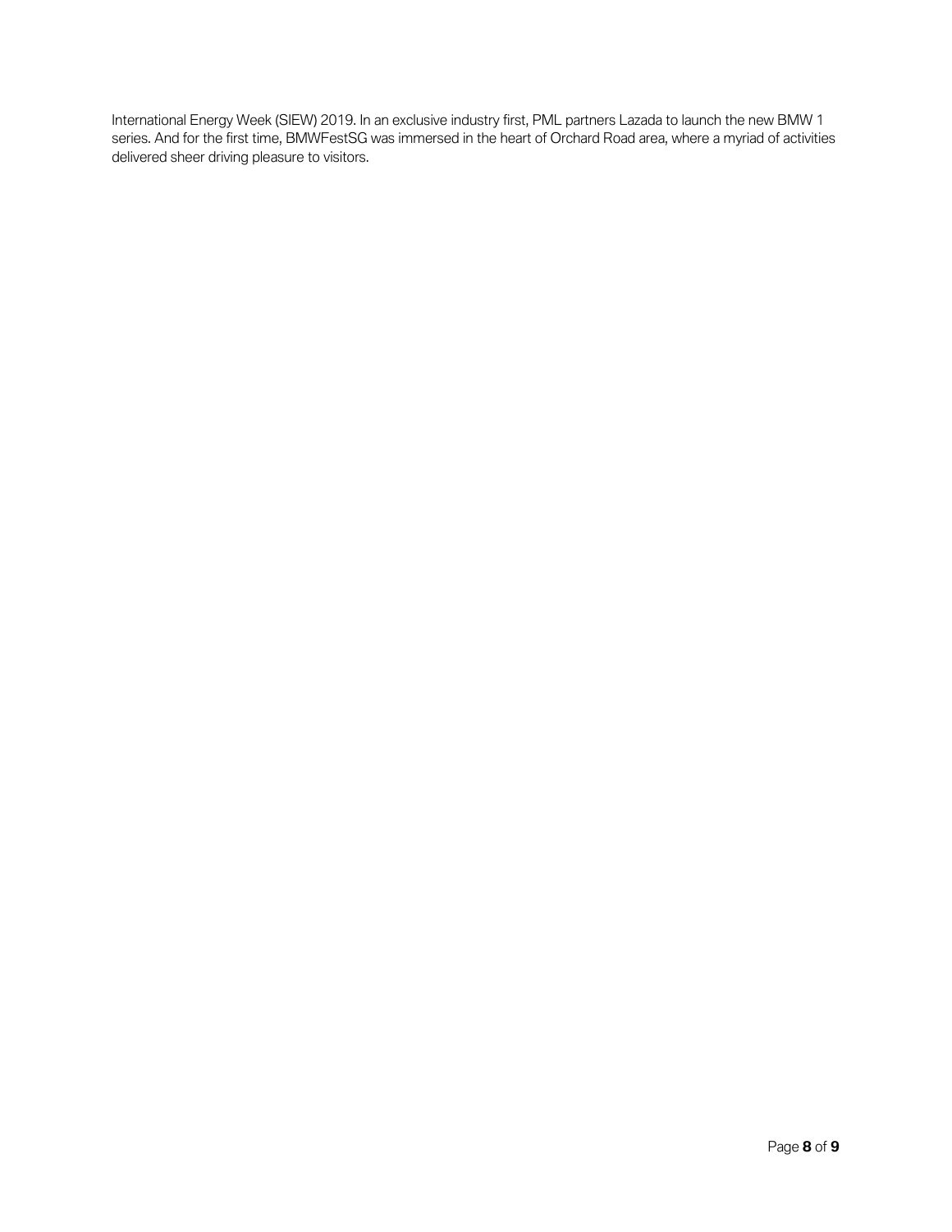International Energy Week (SIEW) 2019. In an exclusive industry first, PML partners Lazada to launch the new BMW 1 series. And for the first time, BMWFestSG was immersed in the heart of Orchard Road area, where a myriad of activities delivered sheer driving pleasure to visitors.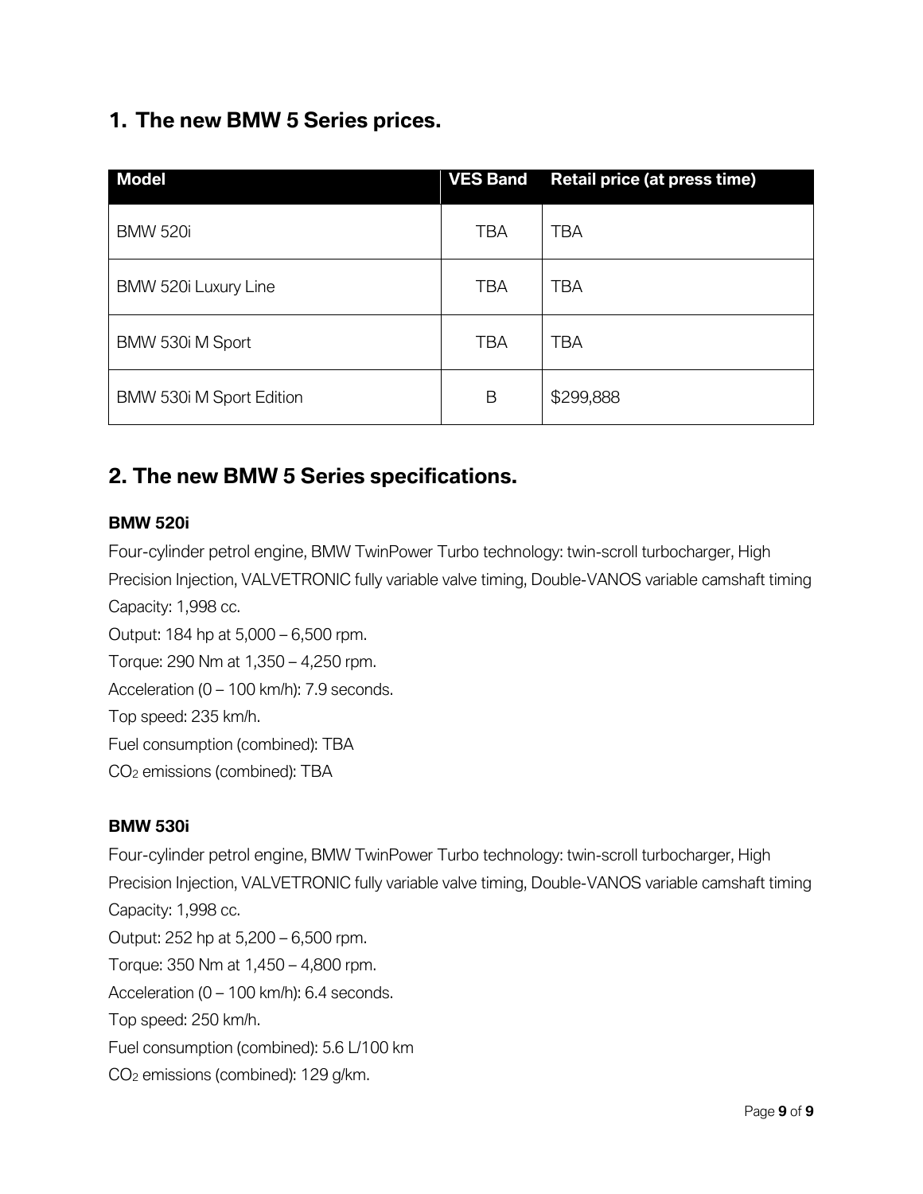## 1. The new BMW 5 Series prices.

| Model | VES Band | Retail price (at press time) |
|---|---|---|
| BMW 520i | TBA | TBA |
| BMW 520i Luxury Line | TBA | TBA |
| BMW 530i M Sport | TBA | TBA |
| BMW 530i M Sport Edition | B | $299,888 |

## 2. The new BMW 5 Series specifications.

**BMW 520i**

Four-cylinder petrol engine, BMW TwinPower Turbo technology: twin-scroll turbocharger, High Precision Injection, VALVETRONIC fully variable valve timing, Double-VANOS variable camshaft timing
Capacity: 1,998 cc.
Output: 184 hp at 5,000 – 6,500 rpm.
Torque: 290 Nm at 1,350 – 4,250 rpm.
Acceleration (0 – 100 km/h): 7.9 seconds.
Top speed: 235 km/h.
Fuel consumption (combined): TBA
$CO_2$ emissions (combined): TBA

**BMW 530i**

Four-cylinder petrol engine, BMW TwinPower Turbo technology: twin-scroll turbocharger, High Precision Injection, VALVETRONIC fully variable valve timing, Double-VANOS variable camshaft timing
Capacity: 1,998 cc.
Output: 252 hp at 5,200 – 6,500 rpm.
Torque: 350 Nm at 1,450 – 4,800 rpm.
Acceleration (0 – 100 km/h): 6.4 seconds.
Top speed: 250 km/h.
Fuel consumption (combined): 5.6 L/100 km
$CO_2$ emissions (combined): 129 g/km.